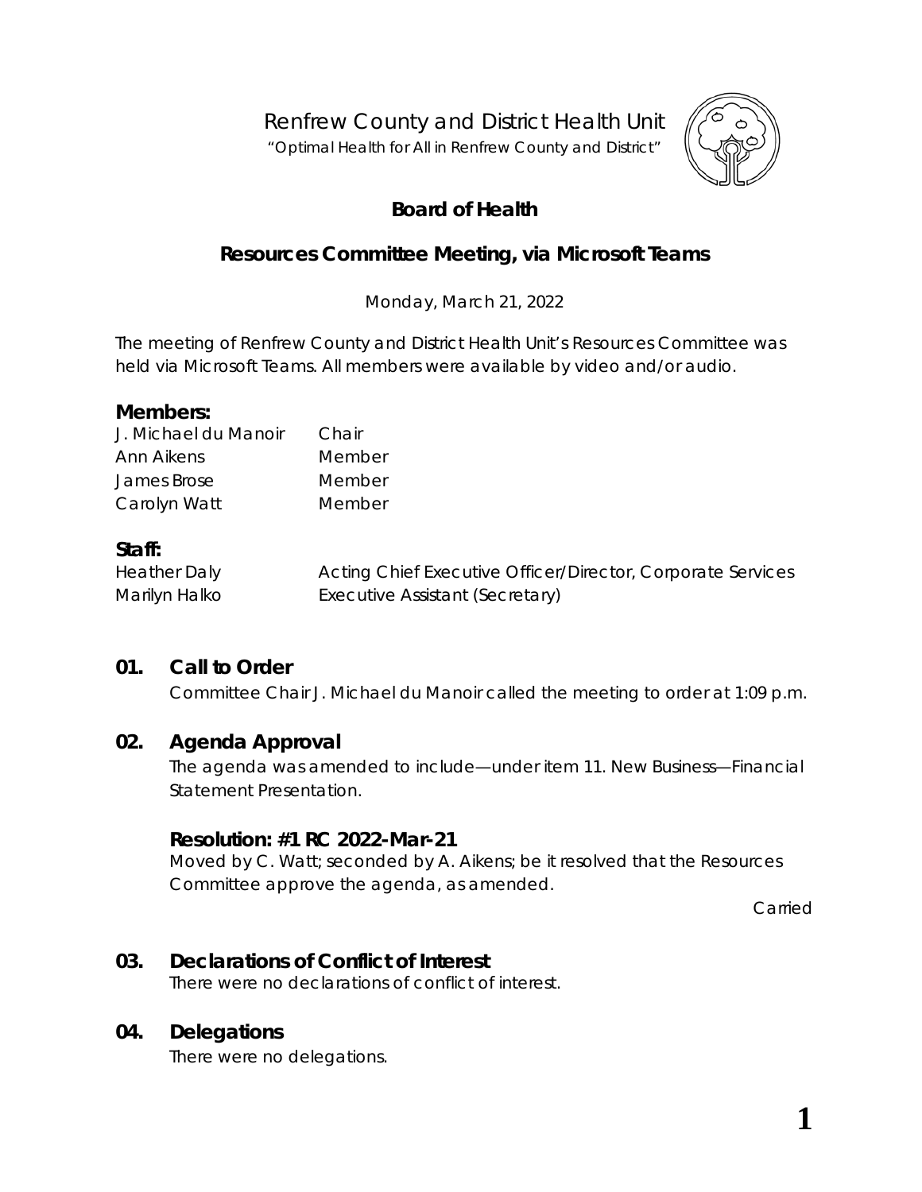# Renfrew County and District Health Unit

"Optimal Health for All in Renfrew County and District"

## Board of Health

## Resources Committee Meeting, via Microsoft Teams

Monday, March 21, 2022

The meeting of Renfrew County and District Health Unit's Resources Committee was held via Microsoft Teams. All members were available by video and/or audio.

### Members:

| | |
|---|---|
| J. Michael du Manoir | Chair |
| Ann Aikens | Member |
| James Brose | Member |
| Carolyn Watt | Member |

### Staff:

| | |
|---|---|
| Heather Daly | Acting Chief Executive Officer/Director, Corporate Services |
| Marilyn Halko | Executive Assistant (Secretary) |

### 01. Call to Order

Committee Chair J. Michael du Manoir called the meeting to order at 1:09 p.m.

### 02. Agenda Approval

The agenda was amended to include—under item 11. New Business—Financial Statement Presentation.

#### Resolution: #1 RC 2022-Mar-21

Moved by C. Watt; seconded by A. Aikens; be it resolved that the Resources Committee approve the agenda, as amended.

Carried

### 03. Declarations of Conflict of Interest

There were no declarations of conflict of interest.

### 04. Delegations

There were no delegations.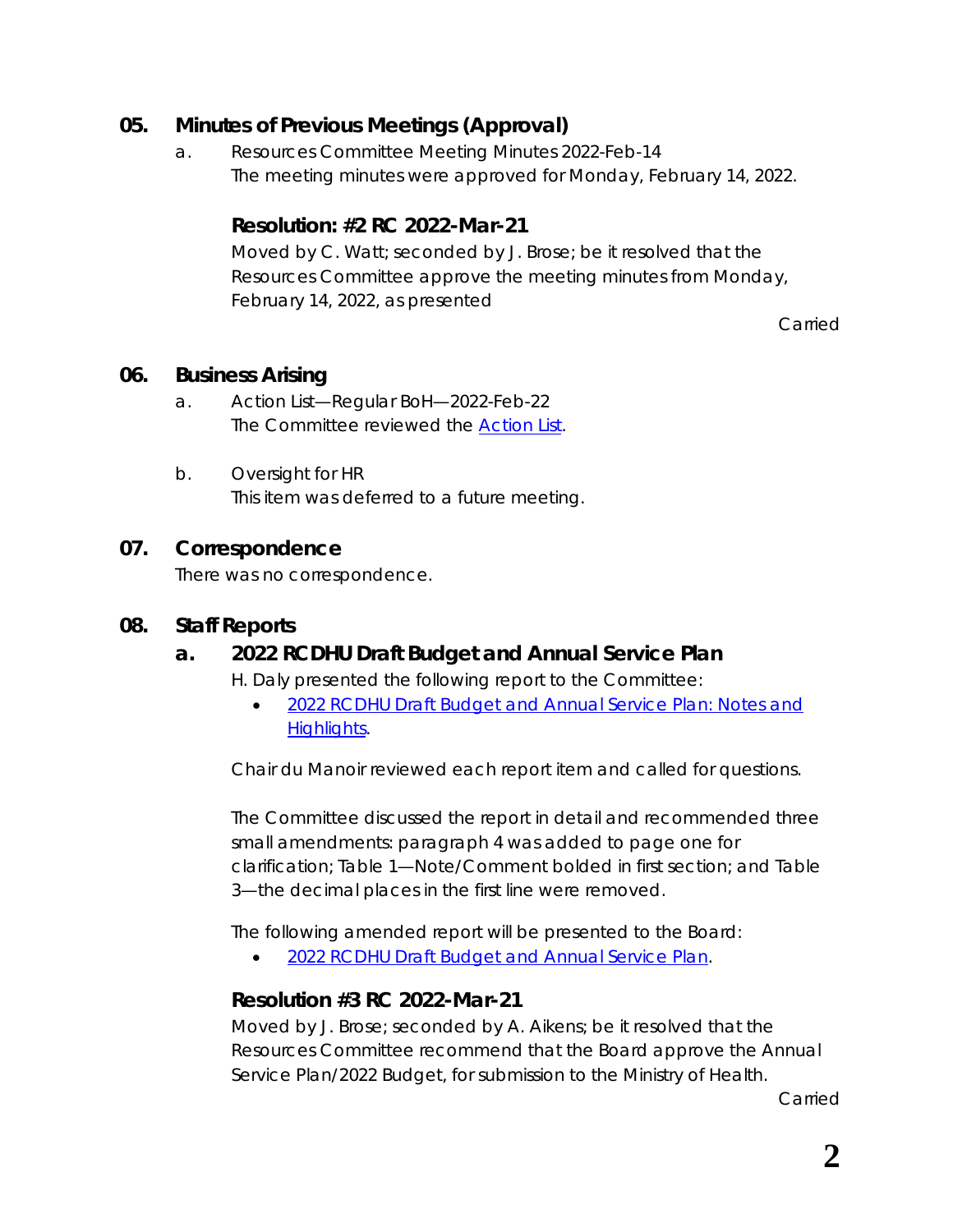## 05. Minutes of Previous Meetings (Approval)

a. Resources Committee Meeting Minutes 2022-Feb-14
The meeting minutes were approved for Monday, February 14, 2022.

### Resolution: #2 RC 2022-Mar-21

Moved by C. Watt; seconded by J. Brose; be it resolved that the Resources Committee approve the meeting minutes from Monday, February 14, 2022, as presented

Carried

## 06. Business Arising

a. Action List—Regular BoH—2022-Feb-22
The Committee reviewed the [Action List](#).

b. Oversight for HR
This item was deferred to a future meeting.

## 07. Correspondence

There was no correspondence.

## 08. Staff Reports

### a. 2022 RCDHU Draft Budget and Annual Service Plan

H. Daly presented the following report to the Committee:

- [2022 RCDHU Draft Budget and Annual Service Plan: Notes and Highlights](#).

Chair du Manoir reviewed each report item and called for questions.

The Committee discussed the report in detail and recommended three small amendments: paragraph 4 was added to page one for clarification; Table 1—Note/Comment bolded in first section; and Table 3—the decimal places in the first line were removed.

The following amended report will be presented to the Board:

- [2022 RCDHU Draft Budget and Annual Service Plan](#).

### Resolution #3 RC 2022-Mar-21

Moved by J. Brose; seconded by A. Aikens; be it resolved that the Resources Committee recommend that the Board approve the Annual Service Plan/2022 Budget, for submission to the Ministry of Health.

Carried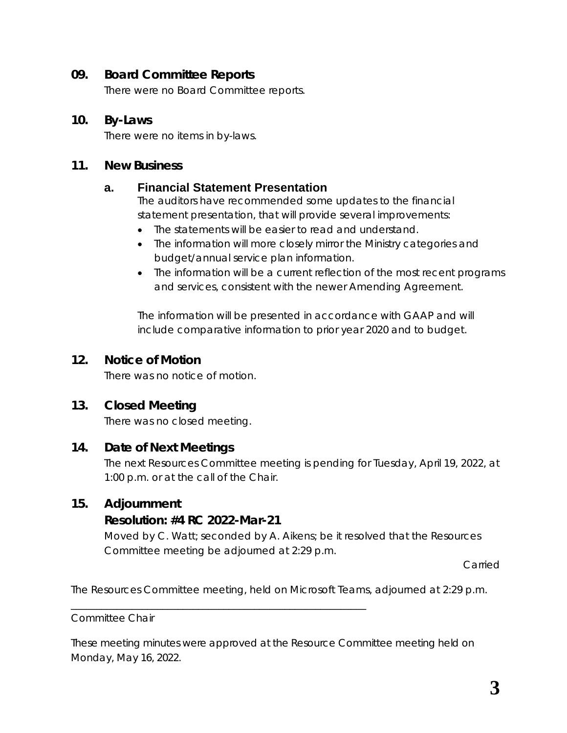## 09. Board Committee Reports

There were no Board Committee reports.

## 10. By-Laws

There were no items in by-laws.

## 11. New Business

### a. Financial Statement Presentation

The auditors have recommended some updates to the financial statement presentation, that will provide several improvements:

- The statements will be easier to read and understand.
- The information will more closely mirror the Ministry categories and budget/annual service plan information.
- The information will be a current reflection of the most recent programs and services, consistent with the newer Amending Agreement.

The information will be presented in accordance with GAAP and will include comparative information to prior year 2020 and to budget.

## 12. Notice of Motion

There was no notice of motion.

## 13. Closed Meeting

There was no closed meeting.

## 14. Date of Next Meetings

The next Resources Committee meeting is pending for Tuesday, April 19, 2022, at 1:00 p.m. or at the call of the Chair.

## 15. Adjournment

**Resolution: #4 RC 2022-Mar-21**

Moved by C. Watt; seconded by A. Aikens; be it resolved that the Resources Committee meeting be adjourned at 2:29 p.m.

Carried

The Resources Committee meeting, held on Microsoft Teams, adjourned at 2:29 p.m.

\_\_\_\_\_\_\_\_\_\_\_\_\_\_\_\_\_\_\_\_\_\_\_\_\_\_\_\_\_\_\_\_\_\_\_\_\_\_\_\_\_\_\_\_\_\_\_\_\_\_\_\_

Committee Chair

These meeting minutes were approved at the Resource Committee meeting held on Monday, May 16, 2022.